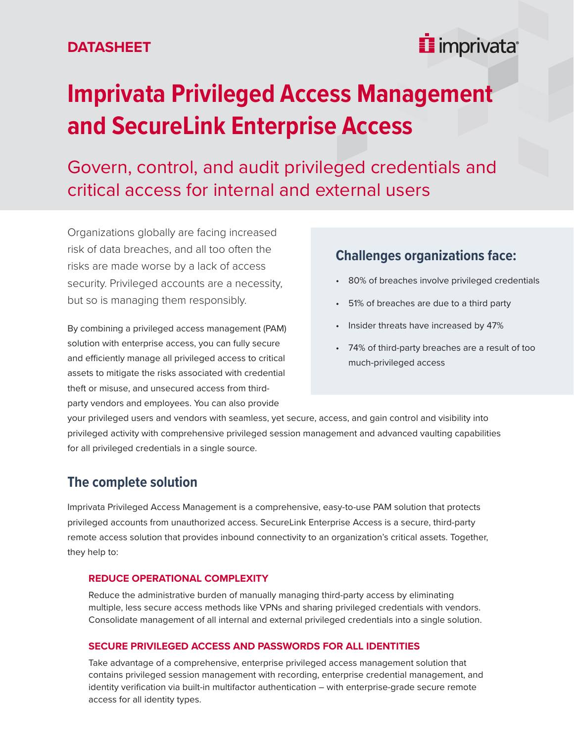DATASHEET

# Imprivata Privileged Access Management and SecureLink Enterprise Access

## Govern, control, and audit privileged credentials and critical access for internal and external users

Organizations globally are facing increased risk of data breaches, and all too often the risks are made worse by a lack of access security. Privileged accounts are a necessity, but so is managing them responsibly.

By combining a privileged access management (PAM) solution with enterprise access, you can fully secure and efficiently manage all privileged access to critical assets to mitigate the risks associated with credential theft or misuse, and unsecured access from third-party vendors and employees. You can also provide your privileged users and vendors with seamless, yet secure, access, and gain control and visibility into privileged activity with comprehensive privileged session management and advanced vaulting capabilities for all privileged credentials in a single source.

### Challenges organizations face:

- 80% of breaches involve privileged credentials
- 51% of breaches are due to a third party
- Insider threats have increased by 47%
- 74% of third-party breaches are a result of too much-privileged access

## The complete solution

Imprivata Privileged Access Management is a comprehensive, easy-to-use PAM solution that protects privileged accounts from unauthorized access. SecureLink Enterprise Access is a secure, third-party remote access solution that provides inbound connectivity to an organization's critical assets. Together, they help to:

#### REDUCE OPERATIONAL COMPLEXITY

Reduce the administrative burden of manually managing third-party access by eliminating multiple, less secure access methods like VPNs and sharing privileged credentials with vendors. Consolidate management of all internal and external privileged credentials into a single solution.

#### SECURE PRIVILEGED ACCESS AND PASSWORDS FOR ALL IDENTITIES

Take advantage of a comprehensive, enterprise privileged access management solution that contains privileged session management with recording, enterprise credential management, and identity verification via built-in multifactor authentication – with enterprise-grade secure remote access for all identity types.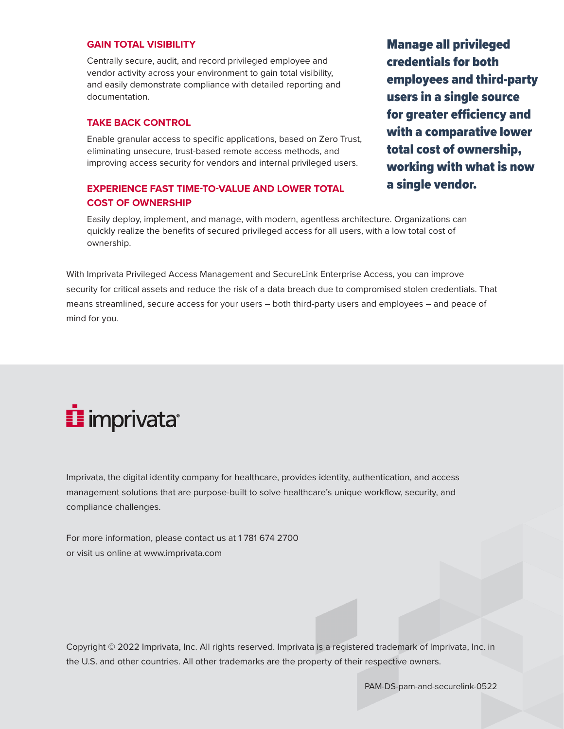### GAIN TOTAL VISIBILITY

Centrally secure, audit, and record privileged employee and vendor activity across your environment to gain total visibility, and easily demonstrate compliance with detailed reporting and documentation.

### TAKE BACK CONTROL

Enable granular access to specific applications, based on Zero Trust, eliminating unsecure, trust-based remote access methods, and improving access security for vendors and internal privileged users.

**Manage all privileged credentials for both employees and third-party users in a single source for greater efficiency and with a comparative lower total cost of ownership, working with what is now a single vendor.**

### EXPERIENCE FAST TIME-TO-VALUE AND LOWER TOTAL COST OF OWNERSHIP

Easily deploy, implement, and manage, with modern, agentless architecture. Organizations can quickly realize the benefits of secured privileged access for all users, with a low total cost of ownership.

With Imprivata Privileged Access Management and SecureLink Enterprise Access, you can improve security for critical assets and reduce the risk of a data breach due to compromised stolen credentials. That means streamlined, secure access for your users – both third-party users and employees – and peace of mind for you.

imprivata®

Imprivata, the digital identity company for healthcare, provides identity, authentication, and access management solutions that are purpose-built to solve healthcare's unique workflow, security, and compliance challenges.

For more information, please contact us at 1 781 674 2700
or visit us online at www.imprivata.com

Copyright © 2022 Imprivata, Inc. All rights reserved. Imprivata is a registered trademark of Imprivata, Inc. in the U.S. and other countries. All other trademarks are the property of their respective owners.

PAM-DS-pam-and-securelink-0522